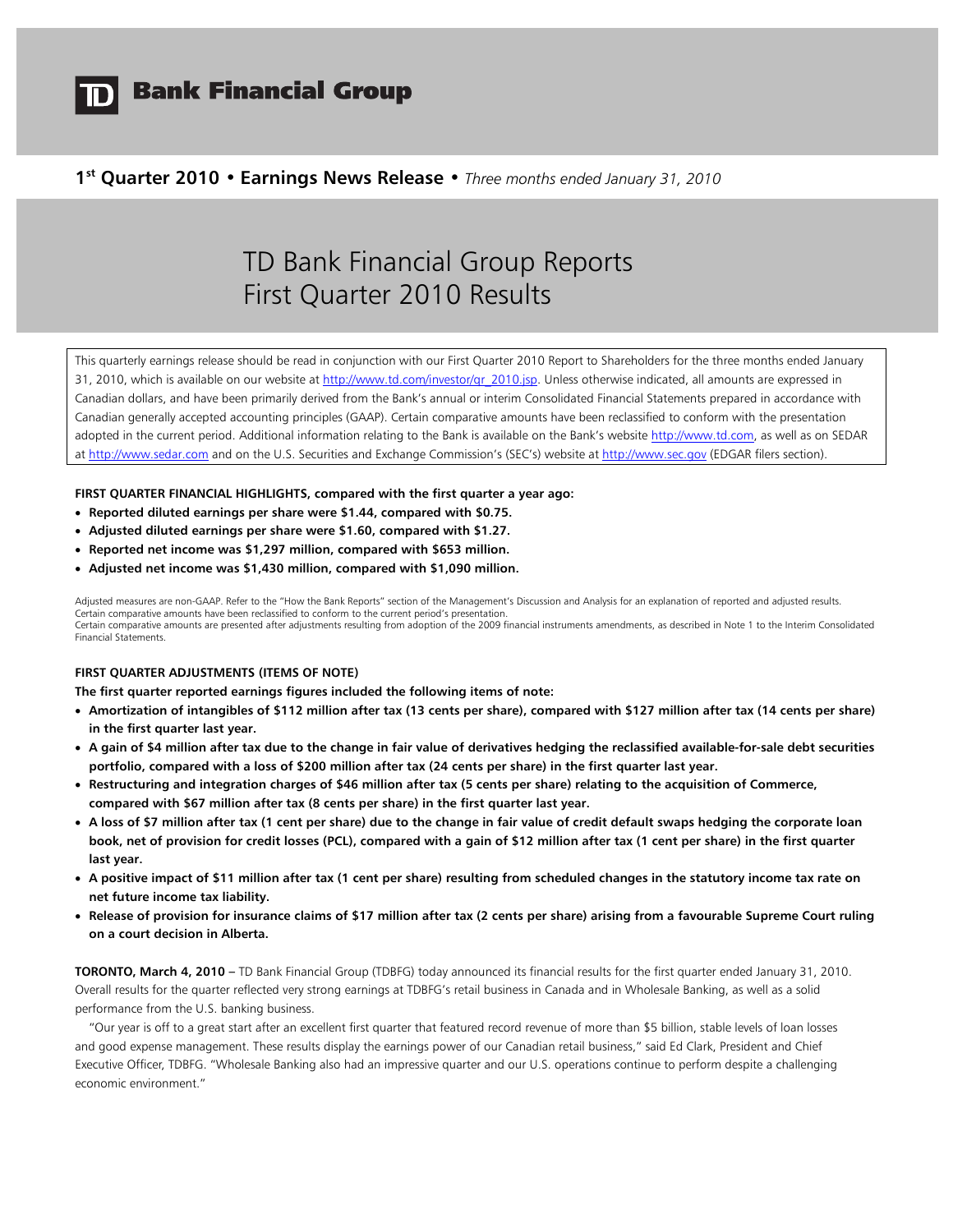# TD Bank Financial Group

**1st Quarter 2010 • Earnings News Release •** *Three months ended January 31, 2010*

# TD Bank Financial Group Reports First Quarter 2010 Results

This quarterly earnings release should be read in conjunction with our First Quarter 2010 Report to Shareholders for the three months ended January 31, 2010, which is available on our website at http://www.td.com/investor/qr_2010.jsp. Unless otherwise indicated, all amounts are expressed in Canadian dollars, and have been primarily derived from the Bank's annual or interim Consolidated Financial Statements prepared in accordance with Canadian generally accepted accounting principles (GAAP). Certain comparative amounts have been reclassified to conform with the presentation adopted in the current period. Additional information relating to the Bank is available on the Bank's website http://www.td.com, as well as on SEDAR at http://www.sedar.com and on the U.S. Securities and Exchange Commission's (SEC's) website at http://www.sec.gov (EDGAR filers section).

**FIRST QUARTER FINANCIAL HIGHLIGHTS, compared with the first quarter a year ago:**

- **Reported diluted earnings per share were $1.44, compared with $0.75.**
- **Adjusted diluted earnings per share were $1.60, compared with $1.27.**
- **Reported net income was $1,297 million, compared with $653 million.**
- **Adjusted net income was $1,430 million, compared with $1,090 million.**

Adjusted measures are non-GAAP. Refer to the "How the Bank Reports" section of the Management's Discussion and Analysis for an explanation of reported and adjusted results.
Certain comparative amounts have been reclassified to conform to the current period's presentation.
Certain comparative amounts are presented after adjustments resulting from adoption of the 2009 financial instruments amendments, as described in Note 1 to the Interim Consolidated Financial Statements.

**FIRST QUARTER ADJUSTMENTS (ITEMS OF NOTE)**

**The first quarter reported earnings figures included the following items of note:**

- **Amortization of intangibles of $112 million after tax (13 cents per share), compared with $127 million after tax (14 cents per share) in the first quarter last year.**
- **A gain of $4 million after tax due to the change in fair value of derivatives hedging the reclassified available-for-sale debt securities portfolio, compared with a loss of $200 million after tax (24 cents per share) in the first quarter last year.**
- **Restructuring and integration charges of $46 million after tax (5 cents per share) relating to the acquisition of Commerce, compared with $67 million after tax (8 cents per share) in the first quarter last year.**
- **A loss of $7 million after tax (1 cent per share) due to the change in fair value of credit default swaps hedging the corporate loan book, net of provision for credit losses (PCL), compared with a gain of $12 million after tax (1 cent per share) in the first quarter last year.**
- **A positive impact of $11 million after tax (1 cent per share) resulting from scheduled changes in the statutory income tax rate on net future income tax liability.**
- **Release of provision for insurance claims of $17 million after tax (2 cents per share) arising from a favourable Supreme Court ruling on a court decision in Alberta.**

**TORONTO, March 4, 2010 –** TD Bank Financial Group (TDBFG) today announced its financial results for the first quarter ended January 31, 2010. Overall results for the quarter reflected very strong earnings at TDBFG's retail business in Canada and in Wholesale Banking, as well as a solid performance from the U.S. banking business.

"Our year is off to a great start after an excellent first quarter that featured record revenue of more than $5 billion, stable levels of loan losses and good expense management. These results display the earnings power of our Canadian retail business," said Ed Clark, President and Chief Executive Officer, TDBFG. "Wholesale Banking also had an impressive quarter and our U.S. operations continue to perform despite a challenging economic environment."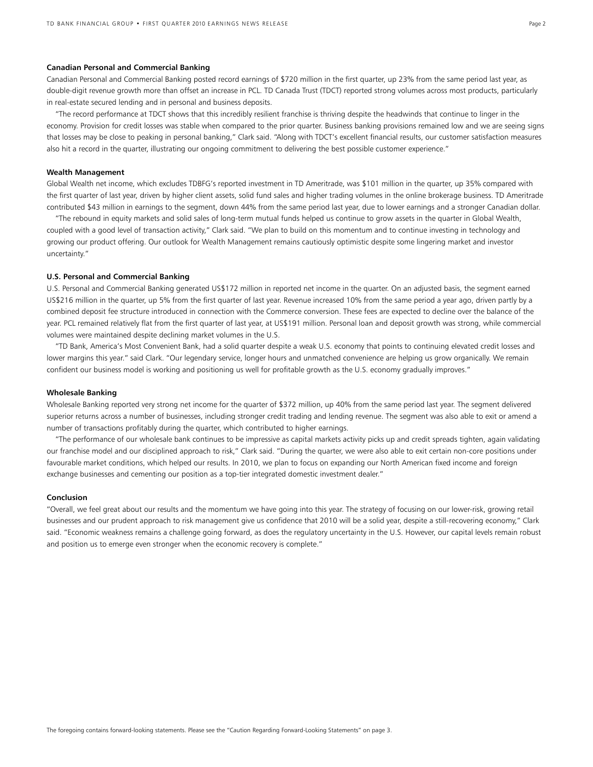**Canadian Personal and Commercial Banking**

Canadian Personal and Commercial Banking posted record earnings of $720 million in the first quarter, up 23% from the same period last year, as double-digit revenue growth more than offset an increase in PCL. TD Canada Trust (TDCT) reported strong volumes across most products, particularly in real-estate secured lending and in personal and business deposits.

"The record performance at TDCT shows that this incredibly resilient franchise is thriving despite the headwinds that continue to linger in the economy. Provision for credit losses was stable when compared to the prior quarter. Business banking provisions remained low and we are seeing signs that losses may be close to peaking in personal banking," Clark said. "Along with TDCT's excellent financial results, our customer satisfaction measures also hit a record in the quarter, illustrating our ongoing commitment to delivering the best possible customer experience."

**Wealth Management**

Global Wealth net income, which excludes TDBFG's reported investment in TD Ameritrade, was $101 million in the quarter, up 35% compared with the first quarter of last year, driven by higher client assets, solid fund sales and higher trading volumes in the online brokerage business. TD Ameritrade contributed $43 million in earnings to the segment, down 44% from the same period last year, due to lower earnings and a stronger Canadian dollar.

"The rebound in equity markets and solid sales of long-term mutual funds helped us continue to grow assets in the quarter in Global Wealth, coupled with a good level of transaction activity," Clark said. "We plan to build on this momentum and to continue investing in technology and growing our product offering. Our outlook for Wealth Management remains cautiously optimistic despite some lingering market and investor uncertainty."

**U.S. Personal and Commercial Banking**

U.S. Personal and Commercial Banking generated US$172 million in reported net income in the quarter. On an adjusted basis, the segment earned US$216 million in the quarter, up 5% from the first quarter of last year. Revenue increased 10% from the same period a year ago, driven partly by a combined deposit fee structure introduced in connection with the Commerce conversion. These fees are expected to decline over the balance of the year. PCL remained relatively flat from the first quarter of last year, at US$191 million. Personal loan and deposit growth was strong, while commercial volumes were maintained despite declining market volumes in the U.S.

"TD Bank, America's Most Convenient Bank, had a solid quarter despite a weak U.S. economy that points to continuing elevated credit losses and lower margins this year." said Clark. "Our legendary service, longer hours and unmatched convenience are helping us grow organically. We remain confident our business model is working and positioning us well for profitable growth as the U.S. economy gradually improves."

**Wholesale Banking**

Wholesale Banking reported very strong net income for the quarter of $372 million, up 40% from the same period last year. The segment delivered superior returns across a number of businesses, including stronger credit trading and lending revenue. The segment was also able to exit or amend a number of transactions profitably during the quarter, which contributed to higher earnings.

"The performance of our wholesale bank continues to be impressive as capital markets activity picks up and credit spreads tighten, again validating our franchise model and our disciplined approach to risk," Clark said. "During the quarter, we were also able to exit certain non-core positions under favourable market conditions, which helped our results. In 2010, we plan to focus on expanding our North American fixed income and foreign exchange businesses and cementing our position as a top-tier integrated domestic investment dealer."

**Conclusion**

"Overall, we feel great about our results and the momentum we have going into this year. The strategy of focusing on our lower-risk, growing retail businesses and our prudent approach to risk management give us confidence that 2010 will be a solid year, despite a still-recovering economy," Clark said. "Economic weakness remains a challenge going forward, as does the regulatory uncertainty in the U.S. However, our capital levels remain robust and position us to emerge even stronger when the economic recovery is complete."

The foregoing contains forward-looking statements. Please see the "Caution Regarding Forward-Looking Statements" on page 3.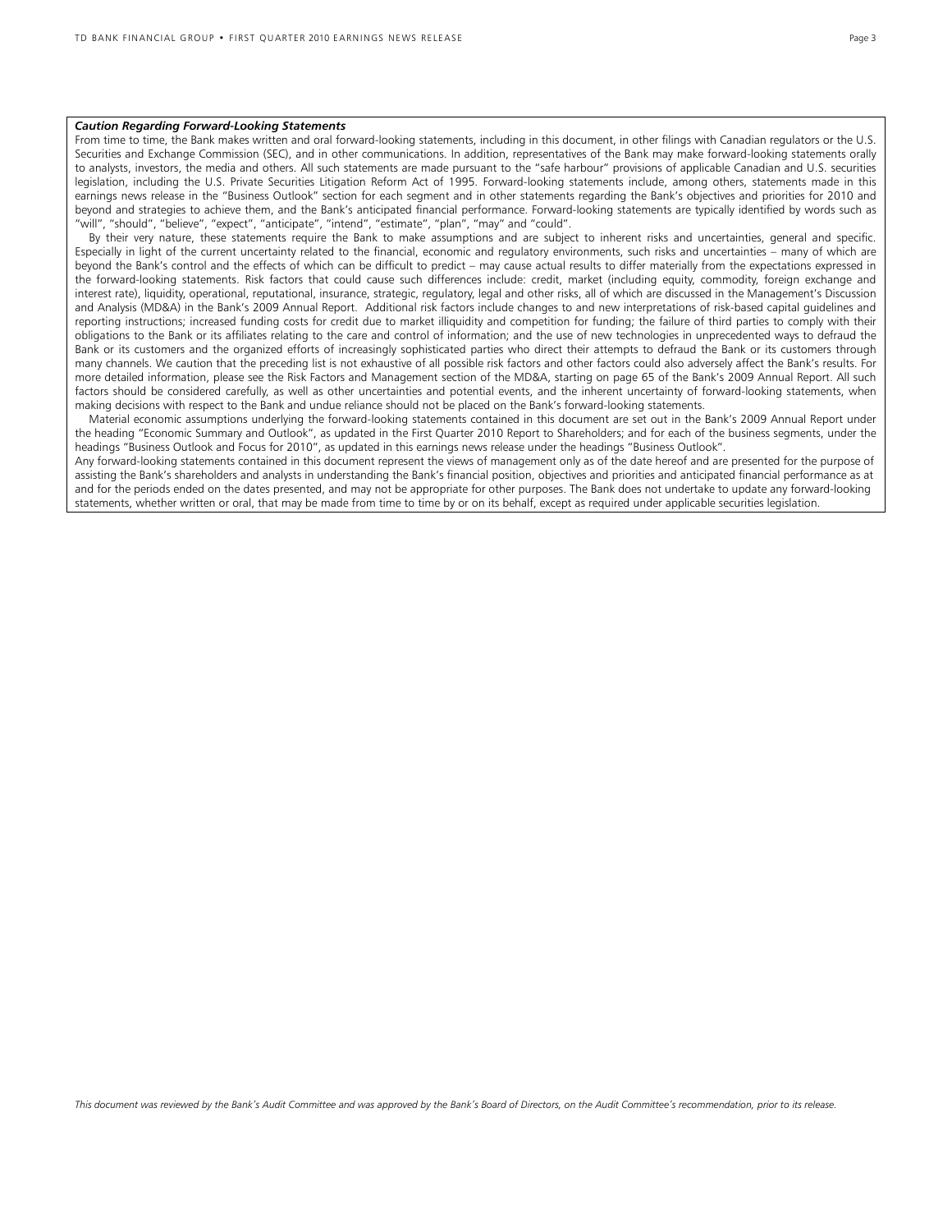***Caution Regarding Forward-Looking Statements***

From time to time, the Bank makes written and oral forward-looking statements, including in this document, in other filings with Canadian regulators or the U.S. Securities and Exchange Commission (SEC), and in other communications. In addition, representatives of the Bank may make forward-looking statements orally to analysts, investors, the media and others. All such statements are made pursuant to the "safe harbour" provisions of applicable Canadian and U.S. securities legislation, including the U.S. Private Securities Litigation Reform Act of 1995. Forward-looking statements include, among others, statements made in this earnings news release in the "Business Outlook" section for each segment and in other statements regarding the Bank's objectives and priorities for 2010 and beyond and strategies to achieve them, and the Bank's anticipated financial performance. Forward-looking statements are typically identified by words such as "will", "should", "believe", "expect", "anticipate", "intend", "estimate", "plan", "may" and "could".

By their very nature, these statements require the Bank to make assumptions and are subject to inherent risks and uncertainties, general and specific. Especially in light of the current uncertainty related to the financial, economic and regulatory environments, such risks and uncertainties – many of which are beyond the Bank's control and the effects of which can be difficult to predict – may cause actual results to differ materially from the expectations expressed in the forward-looking statements. Risk factors that could cause such differences include: credit, market (including equity, commodity, foreign exchange and interest rate), liquidity, operational, reputational, insurance, strategic, regulatory, legal and other risks, all of which are discussed in the Management's Discussion and Analysis (MD&A) in the Bank's 2009 Annual Report. Additional risk factors include changes to and new interpretations of risk-based capital guidelines and reporting instructions; increased funding costs for credit due to market illiquidity and competition for funding; the failure of third parties to comply with their obligations to the Bank or its affiliates relating to the care and control of information; and the use of new technologies in unprecedented ways to defraud the Bank or its customers and the organized efforts of increasingly sophisticated parties who direct their attempts to defraud the Bank or its customers through many channels. We caution that the preceding list is not exhaustive of all possible risk factors and other factors could also adversely affect the Bank's results. For more detailed information, please see the Risk Factors and Management section of the MD&A, starting on page 65 of the Bank's 2009 Annual Report. All such factors should be considered carefully, as well as other uncertainties and potential events, and the inherent uncertainty of forward-looking statements, when making decisions with respect to the Bank and undue reliance should not be placed on the Bank's forward-looking statements.

Material economic assumptions underlying the forward-looking statements contained in this document are set out in the Bank's 2009 Annual Report under the heading "Economic Summary and Outlook", as updated in the First Quarter 2010 Report to Shareholders; and for each of the business segments, under the headings "Business Outlook and Focus for 2010", as updated in this earnings news release under the headings "Business Outlook".

Any forward-looking statements contained in this document represent the views of management only as of the date hereof and are presented for the purpose of assisting the Bank's shareholders and analysts in understanding the Bank's financial position, objectives and priorities and anticipated financial performance as at and for the periods ended on the dates presented, and may not be appropriate for other purposes. The Bank does not undertake to update any forward-looking statements, whether written or oral, that may be made from time to time by or on its behalf, except as required under applicable securities legislation.

*This document was reviewed by the Bank's Audit Committee and was approved by the Bank's Board of Directors, on the Audit Committee's recommendation, prior to its release.*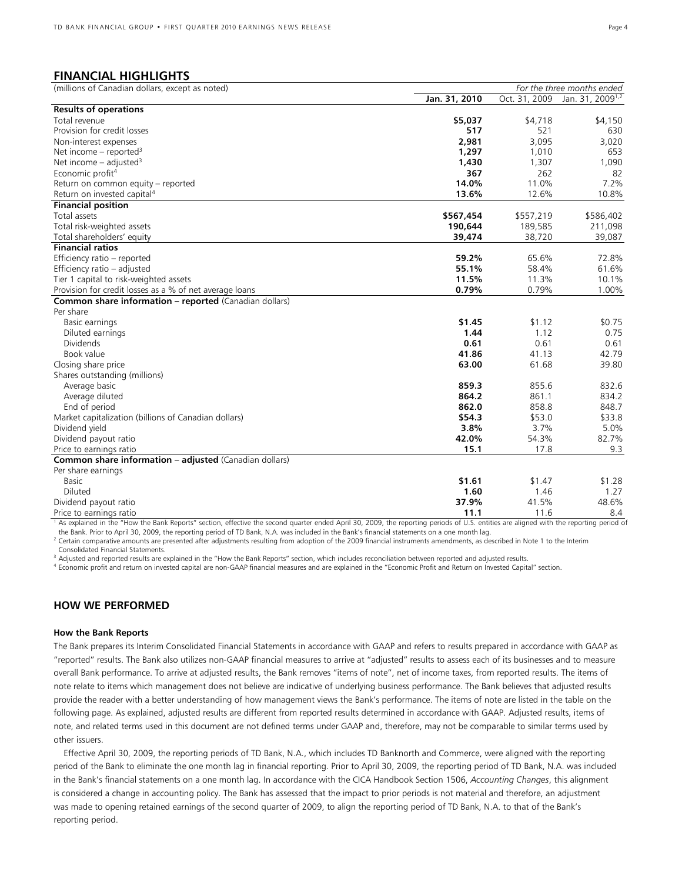## FINANCIAL HIGHLIGHTS

| (millions of Canadian dollars, except as noted) | | | *For the three months ended* |
|---|---|---|---|
| | **Jan. 31, 2010** | Oct. 31, 2009 | Jan. 31, 2009[1,2] |
| **Results of operations** | | | |
| Total revenue | **$5,037** | $4,718 | $4,150 |
| Provision for credit losses | **517** | 521 | 630 |
| Non-interest expenses | **2,981** | 3,095 | 3,020 |
| Net income – reported[3] | **1,297** | 1,010 | 653 |
| Net income – adjusted[3] | **1,430** | 1,307 | 1,090 |
| Economic profit[4] | **367** | 262 | 82 |
| Return on common equity – reported | **14.0%** | 11.0% | 7.2% |
| Return on invested capital[4] | **13.6%** | 12.6% | 10.8% |
| **Financial position** | | | |
| Total assets | **$567,454** | $557,219 | $586,402 |
| Total risk-weighted assets | **190,644** | 189,585 | 211,098 |
| Total shareholders' equity | **39,474** | 38,720 | 39,087 |
| **Financial ratios** | | | |
| Efficiency ratio – reported | **59.2%** | 65.6% | 72.8% |
| Efficiency ratio – adjusted | **55.1%** | 58.4% | 61.6% |
| Tier 1 capital to risk-weighted assets | **11.5%** | 11.3% | 10.1% |
| Provision for credit losses as a % of net average loans | **0.79%** | 0.79% | 1.00% |
| **Common share information – reported** (Canadian dollars) | | | |
| Per share | | | |
| Basic earnings | **$1.45** | $1.12 | $0.75 |
| Diluted earnings | **1.44** | 1.12 | 0.75 |
| Dividends | **0.61** | 0.61 | 0.61 |
| Book value | **41.86** | 41.13 | 42.79 |
| Closing share price | **63.00** | 61.68 | 39.80 |
| Shares outstanding (millions) | | | |
| Average basic | **859.3** | 855.6 | 832.6 |
| Average diluted | **864.2** | 861.1 | 834.2 |
| End of period | **862.0** | 858.8 | 848.7 |
| Market capitalization (billions of Canadian dollars) | **$54.3** | $53.0 | $33.8 |
| Dividend yield | **3.8%** | 3.7% | 5.0% |
| Dividend payout ratio | **42.0%** | 54.3% | 82.7% |
| Price to earnings ratio | **15.1** | 17.8 | 9.3 |
| **Common share information – adjusted** (Canadian dollars) | | | |
| Per share earnings | | | |
| Basic | **$1.61** | $1.47 | $1.28 |
| Diluted | **1.60** | 1.46 | 1.27 |
| Dividend payout ratio | **37.9%** | 41.5% | 48.6% |
| Price to earnings ratio | **11.1** | 11.6 | 8.4 |

[1] As explained in the "How the Bank Reports" section, effective the second quarter ended April 30, 2009, the reporting periods of U.S. entities are aligned with the reporting period of the Bank. Prior to April 30, 2009, the reporting period of TD Bank, N.A. was included in the Bank's financial statements on a one month lag.

[2] Certain comparative amounts are presented after adjustments resulting from adoption of the 2009 financial instruments amendments, as described in Note 1 to the Interim Consolidated Financial Statements.

[3] Adjusted and reported results are explained in the "How the Bank Reports" section, which includes reconciliation between reported and adjusted results.

[4] Economic profit and return on invested capital are non-GAAP financial measures and are explained in the "Economic Profit and Return on Invested Capital" section.

## HOW WE PERFORMED

### How the Bank Reports

The Bank prepares its Interim Consolidated Financial Statements in accordance with GAAP and refers to results prepared in accordance with GAAP as "reported" results. The Bank also utilizes non-GAAP financial measures to arrive at "adjusted" results to assess each of its businesses and to measure overall Bank performance. To arrive at adjusted results, the Bank removes "items of note", net of income taxes, from reported results. The items of note relate to items which management does not believe are indicative of underlying business performance. The Bank believes that adjusted results provide the reader with a better understanding of how management views the Bank's performance. The items of note are listed in the table on the following page. As explained, adjusted results are different from reported results determined in accordance with GAAP. Adjusted results, items of note, and related terms used in this document are not defined terms under GAAP and, therefore, may not be comparable to similar terms used by other issuers.

Effective April 30, 2009, the reporting periods of TD Bank, N.A., which includes TD Banknorth and Commerce, were aligned with the reporting period of the Bank to eliminate the one month lag in financial reporting. Prior to April 30, 2009, the reporting period of TD Bank, N.A. was included in the Bank's financial statements on a one month lag. In accordance with the CICA Handbook Section 1506, *Accounting Changes*, this alignment is considered a change in accounting policy. The Bank has assessed that the impact to prior periods is not material and therefore, an adjustment was made to opening retained earnings of the second quarter of 2009, to align the reporting period of TD Bank, N.A. to that of the Bank's reporting period.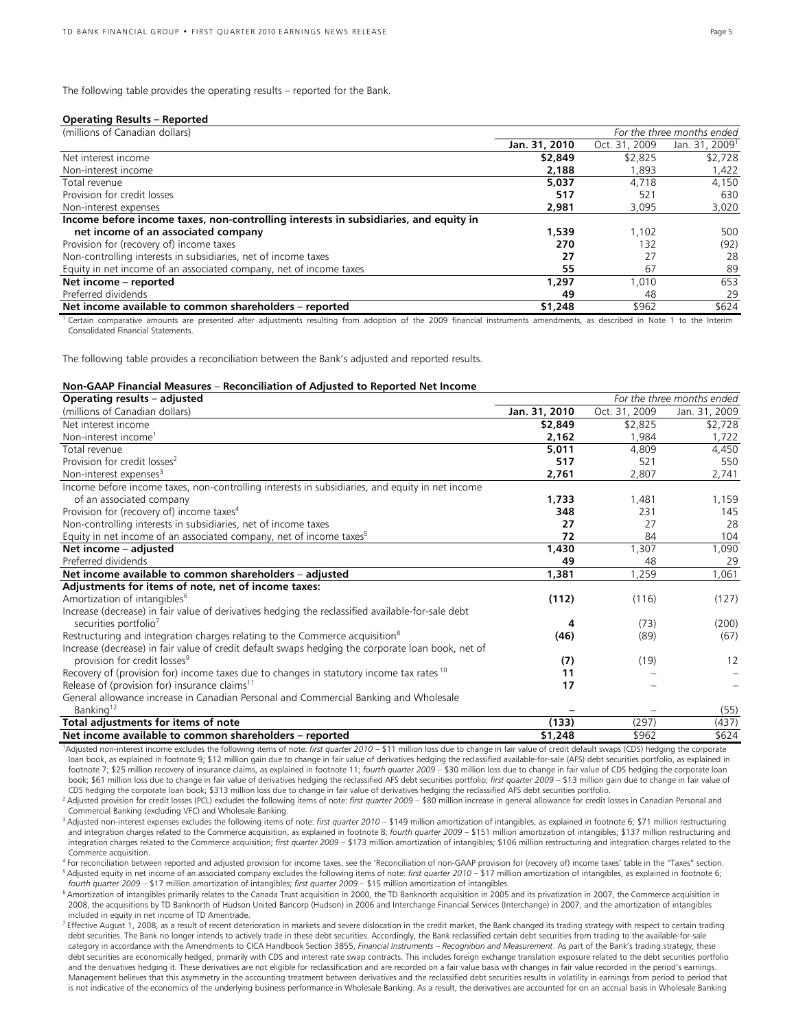The following table provides the operating results – reported for the Bank.

**Operating Results – Reported**

| (millions of Canadian dollars) | | *For the three months ended* | |
|---|---|---|---|
| | **Jan. 31, 2010** | Oct. 31, 2009 | Jan. 31, 2009[1] |
| Net interest income | **$2,849** | $2,825 | $2,728 |
| Non-interest income | **2,188** | 1,893 | 1,422 |
| Total revenue | **5,037** | 4,718 | 4,150 |
| Provision for credit losses | **517** | 521 | 630 |
| Non-interest expenses | **2,981** | 3,095 | 3,020 |
| **Income before income taxes, non-controlling interests in subsidiaries, and equity in net income of an associated company** | **1,539** | 1,102 | 500 |
| Provision for (recovery of) income taxes | **270** | 132 | (92) |
| Non-controlling interests in subsidiaries, net of income taxes | **27** | 27 | 28 |
| Equity in net income of an associated company, net of income taxes | **55** | 67 | 89 |
| **Net income – reported** | **1,297** | 1,010 | 653 |
| Preferred dividends | **49** | 48 | 29 |
| **Net income available to common shareholders – reported** | **$1,248** | $962 | $624 |

[1] Certain comparative amounts are presented after adjustments resulting from adoption of the 2009 financial instruments amendments, as described in Note 1 to the Interim Consolidated Financial Statements.

The following table provides a reconciliation between the Bank's adjusted and reported results.

**Non-GAAP Financial Measures – Reconciliation of Adjusted to Reported Net Income**

| **Operating results – adjusted** | | *For the three months ended* | |
|---|---|---|---|
| (millions of Canadian dollars) | **Jan. 31, 2010** | Oct. 31, 2009 | Jan. 31, 2009 |
| Net interest income | **$2,849** | $2,825 | $2,728 |
| Non-interest income[1] | **2,162** | 1,984 | 1,722 |
| Total revenue | **5,011** | 4,809 | 4,450 |
| Provision for credit losses[2] | **517** | 521 | 550 |
| Non-interest expenses[3] | **2,761** | 2,807 | 2,741 |
| Income before income taxes, non-controlling interests in subsidiaries, and equity in net income of an associated company | **1,733** | 1,481 | 1,159 |
| Provision for (recovery of) income taxes[4] | **348** | 231 | 145 |
| Non-controlling interests in subsidiaries, net of income taxes | **27** | 27 | 28 |
| Equity in net income of an associated company, net of income taxes[5] | **72** | 84 | 104 |
| **Net income – adjusted** | **1,430** | 1,307 | 1,090 |
| Preferred dividends | **49** | 48 | 29 |
| **Net income available to common shareholders – adjusted** | **1,381** | 1,259 | 1,061 |
| **Adjustments for items of note, net of income taxes:** | | | |
| Amortization of intangibles[6] | **(112)** | (116) | (127) |
| Increase (decrease) in fair value of derivatives hedging the reclassified available-for-sale debt securities portfolio[7] | **4** | (73) | (200) |
| Restructuring and integration charges relating to the Commerce acquisition[8] | **(46)** | (89) | (67) |
| Increase (decrease) in fair value of credit default swaps hedging the corporate loan book, net of provision for credit losses[9] | **(7)** | (19) | 12 |
| Recovery of (provision for) income taxes due to changes in statutory income tax rates[10] | **11** | – | – |
| Release of (provision for) insurance claims[11] | **17** | – | – |
| General allowance increase in Canadian Personal and Commercial Banking and Wholesale Banking[12] | **–** | – | (55) |
| **Total adjustments for items of note** | **(133)** | (297) | (437) |
| **Net income available to common shareholders – reported** | **$1,248** | $962 | $624 |

[1] Adjusted non-interest income excludes the following items of note: *first quarter 2010* – $11 million loss due to change in fair value of credit default swaps (CDS) hedging the corporate loan book, as explained in footnote 9; $12 million gain due to change in fair value of derivatives hedging the reclassified available-for-sale (AFS) debt securities portfolio, as explained in footnote 7; $25 million recovery of insurance claims, as explained in footnote 11; *fourth quarter 2009* – $30 million loss due to change in fair value of CDS hedging the corporate loan book; $61 million loss due to change in fair value of derivatives hedging the reclassified AFS debt securities portfolio; *first quarter 2009* – $13 million gain due to change in fair value of CDS hedging the corporate loan book; $313 million loss due to change in fair value of derivatives hedging the reclassified AFS debt securities portfolio.

[2] Adjusted provision for credit losses (PCL) excludes the following items of note: *first quarter 2009* – $80 million increase in general allowance for credit losses in Canadian Personal and Commercial Banking (excluding VFC) and Wholesale Banking.

[3] Adjusted non-interest expenses excludes the following items of note: *first quarter 2010* – $149 million amortization of intangibles, as explained in footnote 6; $71 million restructuring and integration charges related to the Commerce acquisition, as explained in footnote 8; *fourth quarter 2009* – $151 million amortization of intangibles; $137 million restructuring and integration charges related to the Commerce acquisition; *first quarter 2009* – $173 million amortization of intangibles; $106 million restructuring and integration charges related to the Commerce acquisition.

[4] For reconciliation between reported and adjusted provision for income taxes, see the 'Reconciliation of non-GAAP provision for (recovery of) income taxes' table in the "Taxes" section.

[5] Adjusted equity in net income of an associated company excludes the following items of note: *first quarter 2010* – $17 million amortization of intangibles, as explained in footnote 6; *fourth quarter 2009* – $17 million amortization of intangibles; *first quarter 2009* – $15 million amortization of intangibles.

[6] Amortization of intangibles primarily relates to the Canada Trust acquisition in 2000, the TD Banknorth acquisition in 2005 and its privatization in 2007, the Commerce acquisition in 2008, the acquisitions by TD Banknorth of Hudson United Bancorp (Hudson) in 2006 and Interchange Financial Services (Interchange) in 2007, and the amortization of intangibles included in equity in net income of TD Ameritrade.

[7] Effective August 1, 2008, as a result of recent deterioration in markets and severe dislocation in the credit market, the Bank changed its trading strategy with respect to certain trading debt securities. The Bank no longer intends to actively trade in these debt securities. Accordingly, the Bank reclassified certain debt securities from trading to the available-for-sale category in accordance with the Amendments to CICA Handbook Section 3855, *Financial Instruments – Recognition and Measurement*. As part of the Bank's trading strategy, these debt securities are economically hedged, primarily with CDS and interest rate swap contracts. This includes foreign exchange translation exposure related to the debt securities portfolio and the derivatives hedging it. These derivatives are not eligible for reclassification and are recorded on a fair value basis with changes in fair value recorded in the period's earnings. Management believes that this asymmetry in the accounting treatment between derivatives and the reclassified debt securities results in volatility in earnings from period to period that is not indicative of the economics of the underlying business performance in Wholesale Banking. As a result, the derivatives are accounted for on an accrual basis in Wholesale Banking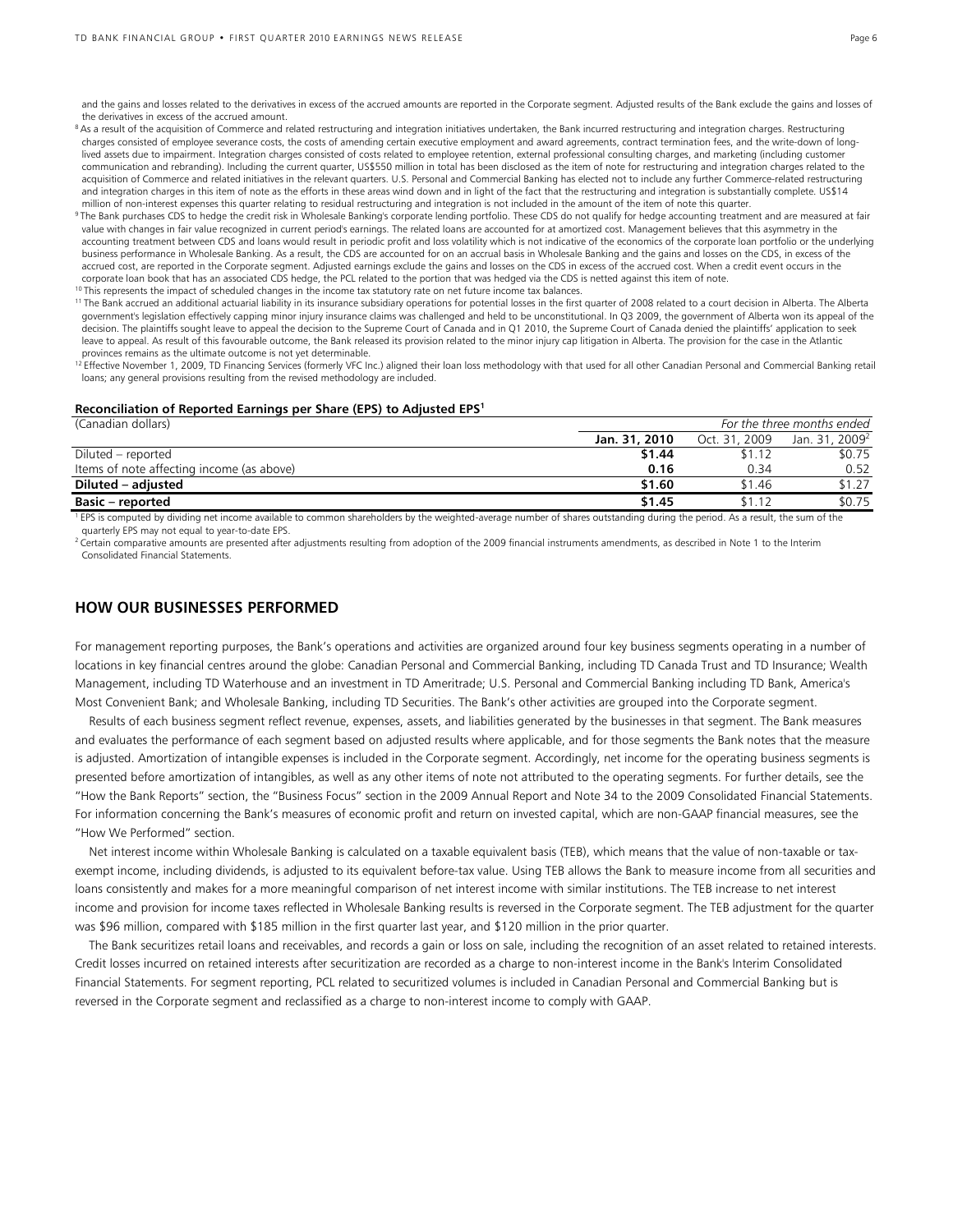and the gains and losses related to the derivatives in excess of the accrued amounts are reported in the Corporate segment. Adjusted results of the Bank exclude the gains and losses of the derivatives in excess of the accrued amount.

[8] As a result of the acquisition of Commerce and related restructuring and integration initiatives undertaken, the Bank incurred restructuring and integration charges. Restructuring charges consisted of employee severance costs, the costs of amending certain executive employment and award agreements, contract termination fees, and the write-down of long-lived assets due to impairment. Integration charges consisted of costs related to employee retention, external professional consulting charges, and marketing (including customer communication and rebranding). Including the current quarter, US$550 million in total has been disclosed as the item of note for restructuring and integration charges related to the acquisition of Commerce and related initiatives in the relevant quarters. U.S. Personal and Commercial Banking has elected not to include any further Commerce-related restructuring and integration charges in this item of note as the efforts in these areas wind down and in light of the fact that the restructuring and integration is substantially complete. US$14 million of non-interest expenses this quarter relating to residual restructuring and integration is not included in the amount of the item of note this quarter.

[9] The Bank purchases CDS to hedge the credit risk in Wholesale Banking's corporate lending portfolio. These CDS do not qualify for hedge accounting treatment and are measured at fair value with changes in fair value recognized in current period's earnings. The related loans are accounted for at amortized cost. Management believes that this asymmetry in the accounting treatment between CDS and loans would result in periodic profit and loss volatility which is not indicative of the economics of the corporate loan portfolio or the underlying business performance in Wholesale Banking. As a result, the CDS are accounted for on an accrual basis in Wholesale Banking and the gains and losses on the CDS, in excess of the accrued cost, are reported in the Corporate segment. Adjusted earnings exclude the gains and losses on the CDS in excess of the accrued cost. When a credit event occurs in the corporate loan book that has an associated CDS hedge, the PCL related to the portion that was hedged via the CDS is netted against this item of note.

[10] This represents the impact of scheduled changes in the income tax statutory rate on net future income tax balances.

[11] The Bank accrued an additional actuarial liability in its insurance subsidiary operations for potential losses in the first quarter of 2008 related to a court decision in Alberta. The Alberta government's legislation effectively capping minor injury insurance claims was challenged and held to be unconstitutional. In Q3 2009, the government of Alberta won its appeal of the decision. The plaintiffs sought leave to appeal the decision to the Supreme Court of Canada and in Q1 2010, the Supreme Court of Canada denied the plaintiffs' application to seek leave to appeal. As result of this favourable outcome, the Bank released its provision related to the minor injury cap litigation in Alberta. The provision for the case in the Atlantic provinces remains as the ultimate outcome is not yet determinable.

[12] Effective November 1, 2009, TD Financing Services (formerly VFC Inc.) aligned their loan loss methodology with that used for all other Canadian Personal and Commercial Banking retail loans; any general provisions resulting from the revised methodology are included.

**Reconciliation of Reported Earnings per Share (EPS) to Adjusted EPS[1]**

| (Canadian dollars) | *For the three months ended* | | |
|---|---|---|---|
| | **Jan. 31, 2010** | Oct. 31, 2009 | Jan. 31, 2009[2] |
| Diluted – reported | **$1.44** | $1.12 | $0.75 |
| Items of note affecting income (as above) | **0.16** | 0.34 | 0.52 |
| **Diluted – adjusted** | **$1.60** | $1.46 | $1.27 |
| **Basic – reported** | **$1.45** | $1.12 | $0.75 |

[1] EPS is computed by dividing net income available to common shareholders by the weighted-average number of shares outstanding during the period. As a result, the sum of the quarterly EPS may not equal to year-to-date EPS.

[2] Certain comparative amounts are presented after adjustments resulting from adoption of the 2009 financial instruments amendments, as described in Note 1 to the Interim Consolidated Financial Statements.

## HOW OUR BUSINESSES PERFORMED

For management reporting purposes, the Bank's operations and activities are organized around four key business segments operating in a number of locations in key financial centres around the globe: Canadian Personal and Commercial Banking, including TD Canada Trust and TD Insurance; Wealth Management, including TD Waterhouse and an investment in TD Ameritrade; U.S. Personal and Commercial Banking including TD Bank, America's Most Convenient Bank; and Wholesale Banking, including TD Securities. The Bank's other activities are grouped into the Corporate segment.

Results of each business segment reflect revenue, expenses, assets, and liabilities generated by the businesses in that segment. The Bank measures and evaluates the performance of each segment based on adjusted results where applicable, and for those segments the Bank notes that the measure is adjusted. Amortization of intangible expenses is included in the Corporate segment. Accordingly, net income for the operating business segments is presented before amortization of intangibles, as well as any other items of note not attributed to the operating segments. For further details, see the "How the Bank Reports" section, the "Business Focus" section in the 2009 Annual Report and Note 34 to the 2009 Consolidated Financial Statements. For information concerning the Bank's measures of economic profit and return on invested capital, which are non-GAAP financial measures, see the "How We Performed" section.

Net interest income within Wholesale Banking is calculated on a taxable equivalent basis (TEB), which means that the value of non-taxable or tax-exempt income, including dividends, is adjusted to its equivalent before-tax value. Using TEB allows the Bank to measure income from all securities and loans consistently and makes for a more meaningful comparison of net interest income with similar institutions. The TEB increase to net interest income and provision for income taxes reflected in Wholesale Banking results is reversed in the Corporate segment. The TEB adjustment for the quarter was $96 million, compared with $185 million in the first quarter last year, and $120 million in the prior quarter.

The Bank securitizes retail loans and receivables, and records a gain or loss on sale, including the recognition of an asset related to retained interests. Credit losses incurred on retained interests after securitization are recorded as a charge to non-interest income in the Bank's Interim Consolidated Financial Statements. For segment reporting, PCL related to securitized volumes is included in Canadian Personal and Commercial Banking but is reversed in the Corporate segment and reclassified as a charge to non-interest income to comply with GAAP.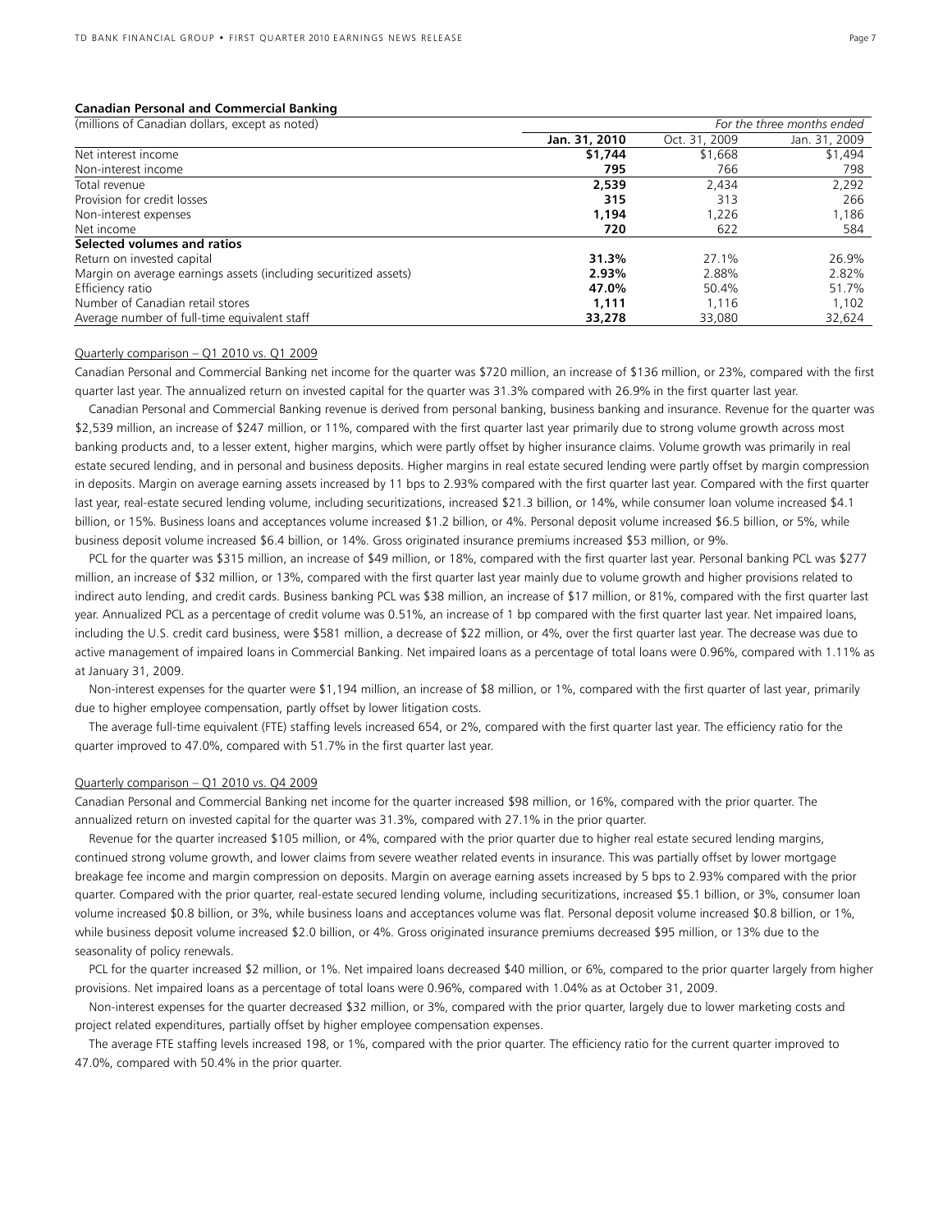### Canadian Personal and Commercial Banking

| (millions of Canadian dollars, except as noted) | *For the three months ended* | | |
|---|---|---|---|
| | **Jan. 31, 2010** | Oct. 31, 2009 | Jan. 31, 2009 |
| Net interest income | **$1,744** | $1,668 | $1,494 |
| Non-interest income | **795** | 766 | 798 |
| Total revenue | **2,539** | 2,434 | 2,292 |
| Provision for credit losses | **315** | 313 | 266 |
| Non-interest expenses | **1,194** | 1,226 | 1,186 |
| Net income | **720** | 622 | 584 |
| **Selected volumes and ratios** | | | |
| Return on invested capital | **31.3%** | 27.1% | 26.9% |
| Margin on average earnings assets (including securitized assets) | **2.93%** | 2.88% | 2.82% |
| Efficiency ratio | **47.0%** | 50.4% | 51.7% |
| Number of Canadian retail stores | **1,111** | 1,116 | 1,102 |
| Average number of full-time equivalent staff | **33,278** | 33,080 | 32,624 |

Quarterly comparison – Q1 2010 vs. Q1 2009

Canadian Personal and Commercial Banking net income for the quarter was $720 million, an increase of $136 million, or 23%, compared with the first quarter last year. The annualized return on invested capital for the quarter was 31.3% compared with 26.9% in the first quarter last year.

Canadian Personal and Commercial Banking revenue is derived from personal banking, business banking and insurance. Revenue for the quarter was $2,539 million, an increase of $247 million, or 11%, compared with the first quarter last year primarily due to strong volume growth across most banking products and, to a lesser extent, higher margins, which were partly offset by higher insurance claims. Volume growth was primarily in real estate secured lending, and in personal and business deposits. Higher margins in real estate secured lending were partly offset by margin compression in deposits. Margin on average earning assets increased by 11 bps to 2.93% compared with the first quarter last year. Compared with the first quarter last year, real-estate secured lending volume, including securitizations, increased $21.3 billion, or 14%, while consumer loan volume increased $4.1 billion, or 15%. Business loans and acceptances volume increased $1.2 billion, or 4%. Personal deposit volume increased $6.5 billion, or 5%, while business deposit volume increased $6.4 billion, or 14%. Gross originated insurance premiums increased $53 million, or 9%.

PCL for the quarter was $315 million, an increase of $49 million, or 18%, compared with the first quarter last year. Personal banking PCL was $277 million, an increase of $32 million, or 13%, compared with the first quarter last year mainly due to volume growth and higher provisions related to indirect auto lending, and credit cards. Business banking PCL was $38 million, an increase of $17 million, or 81%, compared with the first quarter last year. Annualized PCL as a percentage of credit volume was 0.51%, an increase of 1 bp compared with the first quarter last year. Net impaired loans, including the U.S. credit card business, were $581 million, a decrease of $22 million, or 4%, over the first quarter last year. The decrease was due to active management of impaired loans in Commercial Banking. Net impaired loans as a percentage of total loans were 0.96%, compared with 1.11% as at January 31, 2009.

Non-interest expenses for the quarter were $1,194 million, an increase of $8 million, or 1%, compared with the first quarter of last year, primarily due to higher employee compensation, partly offset by lower litigation costs.

The average full-time equivalent (FTE) staffing levels increased 654, or 2%, compared with the first quarter last year. The efficiency ratio for the quarter improved to 47.0%, compared with 51.7% in the first quarter last year.

Quarterly comparison – Q1 2010 vs. Q4 2009

Canadian Personal and Commercial Banking net income for the quarter increased $98 million, or 16%, compared with the prior quarter. The annualized return on invested capital for the quarter was 31.3%, compared with 27.1% in the prior quarter.

Revenue for the quarter increased $105 million, or 4%, compared with the prior quarter due to higher real estate secured lending margins, continued strong volume growth, and lower claims from severe weather related events in insurance. This was partially offset by lower mortgage breakage fee income and margin compression on deposits. Margin on average earning assets increased by 5 bps to 2.93% compared with the prior quarter. Compared with the prior quarter, real-estate secured lending volume, including securitizations, increased $5.1 billion, or 3%, consumer loan volume increased $0.8 billion, or 3%, while business loans and acceptances volume was flat. Personal deposit volume increased $0.8 billion, or 1%, while business deposit volume increased $2.0 billion, or 4%. Gross originated insurance premiums decreased $95 million, or 13% due to the seasonality of policy renewals.

PCL for the quarter increased $2 million, or 1%. Net impaired loans decreased $40 million, or 6%, compared to the prior quarter largely from higher provisions. Net impaired loans as a percentage of total loans were 0.96%, compared with 1.04% as at October 31, 2009.

Non-interest expenses for the quarter decreased $32 million, or 3%, compared with the prior quarter, largely due to lower marketing costs and project related expenditures, partially offset by higher employee compensation expenses.

The average FTE staffing levels increased 198, or 1%, compared with the prior quarter. The efficiency ratio for the current quarter improved to 47.0%, compared with 50.4% in the prior quarter.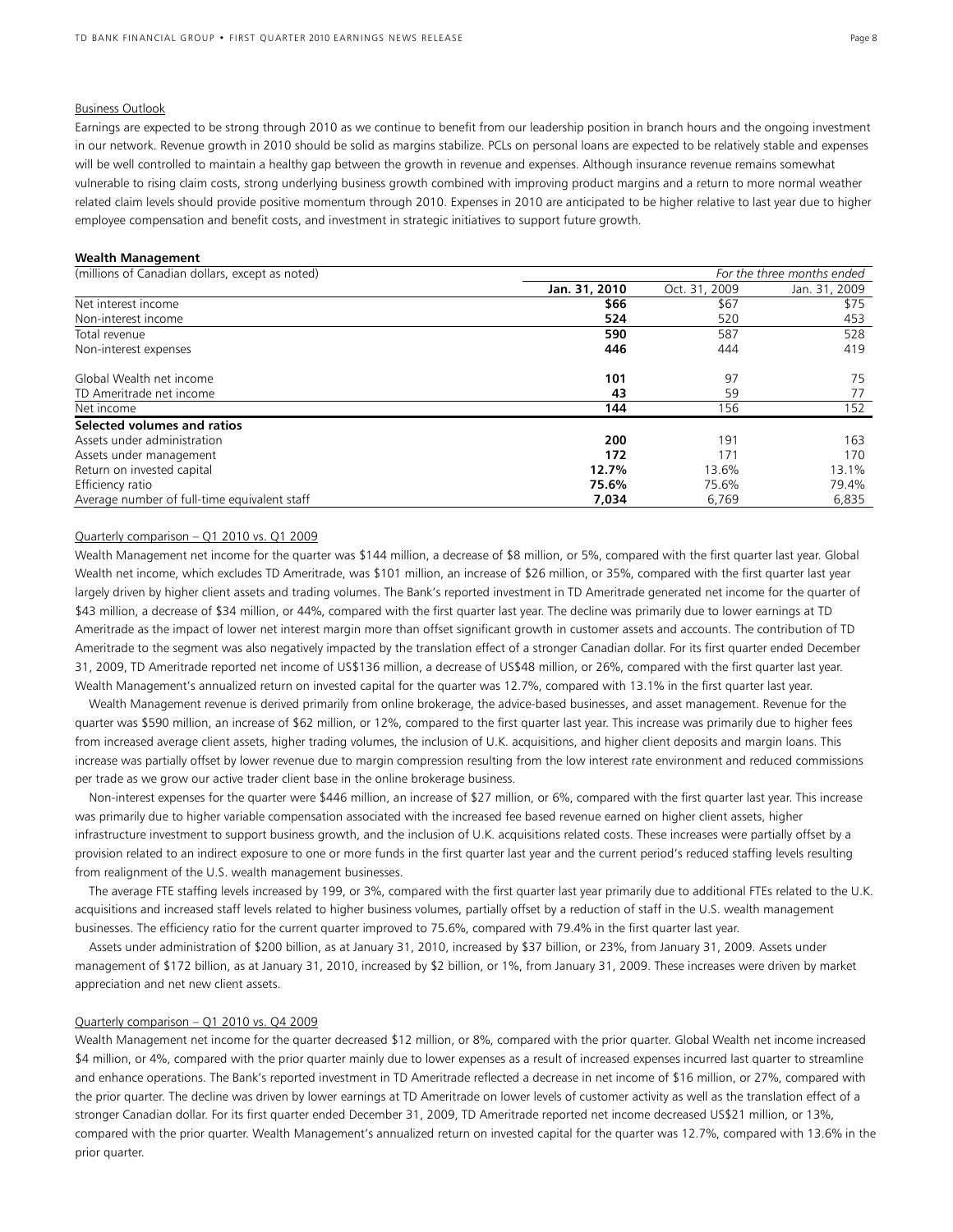Business Outlook

Earnings are expected to be strong through 2010 as we continue to benefit from our leadership position in branch hours and the ongoing investment in our network. Revenue growth in 2010 should be solid as margins stabilize. PCLs on personal loans are expected to be relatively stable and expenses will be well controlled to maintain a healthy gap between the growth in revenue and expenses. Although insurance revenue remains somewhat vulnerable to rising claim costs, strong underlying business growth combined with improving product margins and a return to more normal weather related claim levels should provide positive momentum through 2010. Expenses in 2010 are anticipated to be higher relative to last year due to higher employee compensation and benefit costs, and investment in strategic initiatives to support future growth.

**Wealth Management**

| (millions of Canadian dollars, except as noted) | | *For the three months ended* | |
|---|---|---|---|
| | **Jan. 31, 2010** | Oct. 31, 2009 | Jan. 31, 2009 |
| Net interest income | **$66** | $67 | $75 |
| Non-interest income | **524** | 520 | 453 |
| Total revenue | **590** | 587 | 528 |
| Non-interest expenses | **446** | 444 | 419 |
| Global Wealth net income | **101** | 97 | 75 |
| TD Ameritrade net income | **43** | 59 | 77 |
| Net income | **144** | 156 | 152 |
| **Selected volumes and ratios** | | | |
| Assets under administration | **200** | 191 | 163 |
| Assets under management | **172** | 171 | 170 |
| Return on invested capital | **12.7%** | 13.6% | 13.1% |
| Efficiency ratio | **75.6%** | 75.6% | 79.4% |
| Average number of full-time equivalent staff | **7,034** | 6,769 | 6,835 |

Quarterly comparison – Q1 2010 vs. Q1 2009

Wealth Management net income for the quarter was $144 million, a decrease of $8 million, or 5%, compared with the first quarter last year. Global Wealth net income, which excludes TD Ameritrade, was $101 million, an increase of $26 million, or 35%, compared with the first quarter last year largely driven by higher client assets and trading volumes. The Bank's reported investment in TD Ameritrade generated net income for the quarter of $43 million, a decrease of $34 million, or 44%, compared with the first quarter last year. The decline was primarily due to lower earnings at TD Ameritrade as the impact of lower net interest margin more than offset significant growth in customer assets and accounts. The contribution of TD Ameritrade to the segment was also negatively impacted by the translation effect of a stronger Canadian dollar. For its first quarter ended December 31, 2009, TD Ameritrade reported net income of US$136 million, a decrease of US$48 million, or 26%, compared with the first quarter last year. Wealth Management's annualized return on invested capital for the quarter was 12.7%, compared with 13.1% in the first quarter last year.

Wealth Management revenue is derived primarily from online brokerage, the advice-based businesses, and asset management. Revenue for the quarter was $590 million, an increase of $62 million, or 12%, compared to the first quarter last year. This increase was primarily due to higher fees from increased average client assets, higher trading volumes, the inclusion of U.K. acquisitions, and higher client deposits and margin loans. This increase was partially offset by lower revenue due to margin compression resulting from the low interest rate environment and reduced commissions per trade as we grow our active trader client base in the online brokerage business.

Non-interest expenses for the quarter were $446 million, an increase of $27 million, or 6%, compared with the first quarter last year. This increase was primarily due to higher variable compensation associated with the increased fee based revenue earned on higher client assets, higher infrastructure investment to support business growth, and the inclusion of U.K. acquisitions related costs. These increases were partially offset by a provision related to an indirect exposure to one or more funds in the first quarter last year and the current period's reduced staffing levels resulting from realignment of the U.S. wealth management businesses.

The average FTE staffing levels increased by 199, or 3%, compared with the first quarter last year primarily due to additional FTEs related to the U.K. acquisitions and increased staff levels related to higher business volumes, partially offset by a reduction of staff in the U.S. wealth management businesses. The efficiency ratio for the current quarter improved to 75.6%, compared with 79.4% in the first quarter last year.

Assets under administration of $200 billion, as at January 31, 2010, increased by $37 billion, or 23%, from January 31, 2009. Assets under management of $172 billion, as at January 31, 2010, increased by $2 billion, or 1%, from January 31, 2009. These increases were driven by market appreciation and net new client assets.

Quarterly comparison – Q1 2010 vs. Q4 2009

Wealth Management net income for the quarter decreased $12 million, or 8%, compared with the prior quarter. Global Wealth net income increased $4 million, or 4%, compared with the prior quarter mainly due to lower expenses as a result of increased expenses incurred last quarter to streamline and enhance operations. The Bank's reported investment in TD Ameritrade reflected a decrease in net income of $16 million, or 27%, compared with the prior quarter. The decline was driven by lower earnings at TD Ameritrade on lower levels of customer activity as well as the translation effect of a stronger Canadian dollar. For its first quarter ended December 31, 2009, TD Ameritrade reported net income decreased US$21 million, or 13%, compared with the prior quarter. Wealth Management's annualized return on invested capital for the quarter was 12.7%, compared with 13.6% in the prior quarter.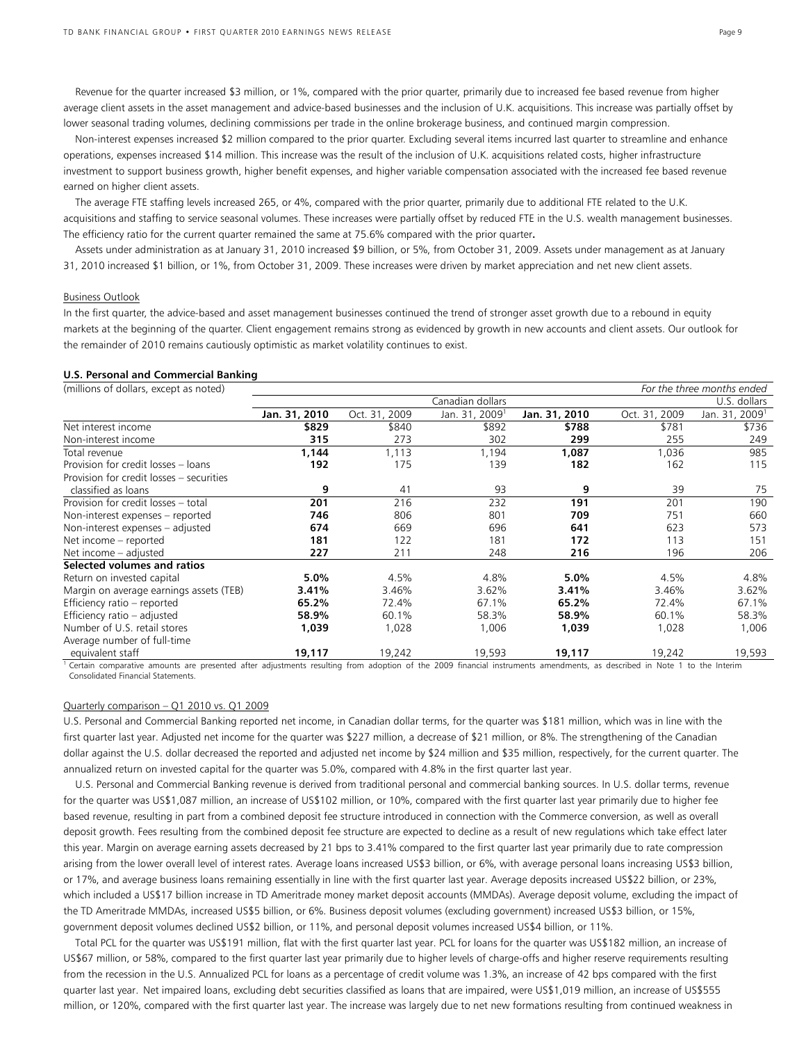Revenue for the quarter increased $3 million, or 1%, compared with the prior quarter, primarily due to increased fee based revenue from higher average client assets in the asset management and advice-based businesses and the inclusion of U.K. acquisitions. This increase was partially offset by lower seasonal trading volumes, declining commissions per trade in the online brokerage business, and continued margin compression.

Non-interest expenses increased $2 million compared to the prior quarter. Excluding several items incurred last quarter to streamline and enhance operations, expenses increased $14 million. This increase was the result of the inclusion of U.K. acquisitions related costs, higher infrastructure investment to support business growth, higher benefit expenses, and higher variable compensation associated with the increased fee based revenue earned on higher client assets.

The average FTE staffing levels increased 265, or 4%, compared with the prior quarter, primarily due to additional FTE related to the U.K. acquisitions and staffing to service seasonal volumes. These increases were partially offset by reduced FTE in the U.S. wealth management businesses. The efficiency ratio for the current quarter remained the same at 75.6% compared with the prior quarter**.**

Assets under administration as at January 31, 2010 increased $9 billion, or 5%, from October 31, 2009. Assets under management as at January 31, 2010 increased $1 billion, or 1%, from October 31, 2009. These increases were driven by market appreciation and net new client assets.

Business Outlook

In the first quarter, the advice-based and asset management businesses continued the trend of stronger asset growth due to a rebound in equity markets at the beginning of the quarter. Client engagement remains strong as evidenced by growth in new accounts and client assets. Our outlook for the remainder of 2010 remains cautiously optimistic as market volatility continues to exist.

**U.S. Personal and Commercial Banking**

| (millions of dollars, except as noted) | | | | | | *For the three months ended* |
|---|---|---|---|---|---|---|
| | Canadian dollars | | | U.S. dollars | | |
| | **Jan. 31, 2010** | Oct. 31, 2009 | Jan. 31, 2009[1] | **Jan. 31, 2010** | Oct. 31, 2009 | Jan. 31, 2009[1] |
| Net interest income | **$829** | $840 | $892 | **$788** | $781 | $736 |
| Non-interest income | **315** | 273 | 302 | **299** | 255 | 249 |
| Total revenue | **1,144** | 1,113 | 1,194 | **1,087** | 1,036 | 985 |
| Provision for credit losses – loans | **192** | 175 | 139 | **182** | 162 | 115 |
| Provision for credit losses – securities classified as loans | **9** | 41 | 93 | **9** | 39 | 75 |
| Provision for credit losses – total | **201** | 216 | 232 | **191** | 201 | 190 |
| Non-interest expenses – reported | **746** | 806 | 801 | **709** | 751 | 660 |
| Non-interest expenses – adjusted | **674** | 669 | 696 | **641** | 623 | 573 |
| Net income – reported | **181** | 122 | 181 | **172** | 113 | 151 |
| Net income – adjusted | **227** | 211 | 248 | **216** | 196 | 206 |
| **Selected volumes and ratios** | | | | | | |
| Return on invested capital | **5.0%** | 4.5% | 4.8% | **5.0%** | 4.5% | 4.8% |
| Margin on average earnings assets (TEB) | **3.41%** | 3.46% | 3.62% | **3.41%** | 3.46% | 3.62% |
| Efficiency ratio – reported | **65.2%** | 72.4% | 67.1% | **65.2%** | 72.4% | 67.1% |
| Efficiency ratio – adjusted | **58.9%** | 60.1% | 58.3% | **58.9%** | 60.1% | 58.3% |
| Number of U.S. retail stores | **1,039** | 1,028 | 1,006 | **1,039** | 1,028 | 1,006 |
| Average number of full-time equivalent staff | **19,117** | 19,242 | 19,593 | **19,117** | 19,242 | 19,593 |

[1] Certain comparative amounts are presented after adjustments resulting from adoption of the 2009 financial instruments amendments, as described in Note 1 to the Interim Consolidated Financial Statements.

Quarterly comparison – Q1 2010 vs. Q1 2009

U.S. Personal and Commercial Banking reported net income, in Canadian dollar terms, for the quarter was $181 million, which was in line with the first quarter last year. Adjusted net income for the quarter was $227 million, a decrease of $21 million, or 8%. The strengthening of the Canadian dollar against the U.S. dollar decreased the reported and adjusted net income by $24 million and $35 million, respectively, for the current quarter. The annualized return on invested capital for the quarter was 5.0%, compared with 4.8% in the first quarter last year.

U.S. Personal and Commercial Banking revenue is derived from traditional personal and commercial banking sources. In U.S. dollar terms, revenue for the quarter was US$1,087 million, an increase of US$102 million, or 10%, compared with the first quarter last year primarily due to higher fee based revenue, resulting in part from a combined deposit fee structure introduced in connection with the Commerce conversion, as well as overall deposit growth. Fees resulting from the combined deposit fee structure are expected to decline as a result of new regulations which take effect later this year. Margin on average earning assets decreased by 21 bps to 3.41% compared to the first quarter last year primarily due to rate compression arising from the lower overall level of interest rates. Average loans increased US$3 billion, or 6%, with average personal loans increasing US$3 billion, or 17%, and average business loans remaining essentially in line with the first quarter last year. Average deposits increased US$22 billion, or 23%, which included a US$17 billion increase in TD Ameritrade money market deposit accounts (MMDAs). Average deposit volume, excluding the impact of the TD Ameritrade MMDAs, increased US$5 billion, or 6%. Business deposit volumes (excluding government) increased US$3 billion, or 15%, government deposit volumes declined US$2 billion, or 11%, and personal deposit volumes increased US$4 billion, or 11%.

Total PCL for the quarter was US$191 million, flat with the first quarter last year. PCL for loans for the quarter was US$182 million, an increase of US$67 million, or 58%, compared to the first quarter last year primarily due to higher levels of charge-offs and higher reserve requirements resulting from the recession in the U.S. Annualized PCL for loans as a percentage of credit volume was 1.3%, an increase of 42 bps compared with the first quarter last year. Net impaired loans, excluding debt securities classified as loans that are impaired, were US$1,019 million, an increase of US$555 million, or 120%, compared with the first quarter last year. The increase was largely due to net new formations resulting from continued weakness in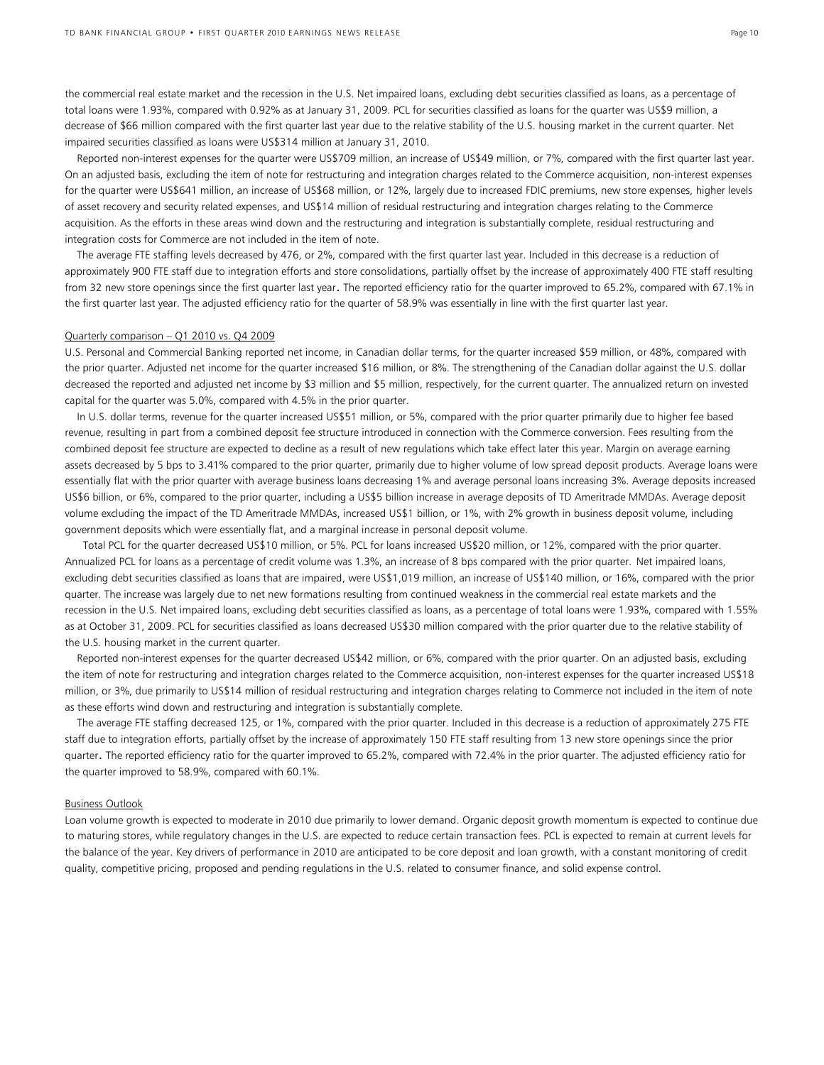the commercial real estate market and the recession in the U.S. Net impaired loans, excluding debt securities classified as loans, as a percentage of total loans were 1.93%, compared with 0.92% as at January 31, 2009. PCL for securities classified as loans for the quarter was US$9 million, a decrease of $66 million compared with the first quarter last year due to the relative stability of the U.S. housing market in the current quarter. Net impaired securities classified as loans were US$314 million at January 31, 2010.

Reported non-interest expenses for the quarter were US$709 million, an increase of US$49 million, or 7%, compared with the first quarter last year. On an adjusted basis, excluding the item of note for restructuring and integration charges related to the Commerce acquisition, non-interest expenses for the quarter were US$641 million, an increase of US$68 million, or 12%, largely due to increased FDIC premiums, new store expenses, higher levels of asset recovery and security related expenses, and US$14 million of residual restructuring and integration charges relating to the Commerce acquisition. As the efforts in these areas wind down and the restructuring and integration is substantially complete, residual restructuring and integration costs for Commerce are not included in the item of note.

The average FTE staffing levels decreased by 476, or 2%, compared with the first quarter last year. Included in this decrease is a reduction of approximately 900 FTE staff due to integration efforts and store consolidations, partially offset by the increase of approximately 400 FTE staff resulting from 32 new store openings since the first quarter last year. The reported efficiency ratio for the quarter improved to 65.2%, compared with 67.1% in the first quarter last year. The adjusted efficiency ratio for the quarter of 58.9% was essentially in line with the first quarter last year.

Quarterly comparison – Q1 2010 vs. Q4 2009

U.S. Personal and Commercial Banking reported net income, in Canadian dollar terms, for the quarter increased $59 million, or 48%, compared with the prior quarter. Adjusted net income for the quarter increased $16 million, or 8%. The strengthening of the Canadian dollar against the U.S. dollar decreased the reported and adjusted net income by $3 million and $5 million, respectively, for the current quarter. The annualized return on invested capital for the quarter was 5.0%, compared with 4.5% in the prior quarter.

In U.S. dollar terms, revenue for the quarter increased US$51 million, or 5%, compared with the prior quarter primarily due to higher fee based revenue, resulting in part from a combined deposit fee structure introduced in connection with the Commerce conversion. Fees resulting from the combined deposit fee structure are expected to decline as a result of new regulations which take effect later this year. Margin on average earning assets decreased by 5 bps to 3.41% compared to the prior quarter, primarily due to higher volume of low spread deposit products. Average loans were essentially flat with the prior quarter with average business loans decreasing 1% and average personal loans increasing 3%. Average deposits increased US$6 billion, or 6%, compared to the prior quarter, including a US$5 billion increase in average deposits of TD Ameritrade MMDAs. Average deposit volume excluding the impact of the TD Ameritrade MMDAs, increased US$1 billion, or 1%, with 2% growth in business deposit volume, including government deposits which were essentially flat, and a marginal increase in personal deposit volume.

Total PCL for the quarter decreased US$10 million, or 5%. PCL for loans increased US$20 million, or 12%, compared with the prior quarter. Annualized PCL for loans as a percentage of credit volume was 1.3%, an increase of 8 bps compared with the prior quarter. Net impaired loans, excluding debt securities classified as loans that are impaired, were US$1,019 million, an increase of US$140 million, or 16%, compared with the prior quarter. The increase was largely due to net new formations resulting from continued weakness in the commercial real estate markets and the recession in the U.S. Net impaired loans, excluding debt securities classified as loans, as a percentage of total loans were 1.93%, compared with 1.55% as at October 31, 2009. PCL for securities classified as loans decreased US$30 million compared with the prior quarter due to the relative stability of the U.S. housing market in the current quarter.

Reported non-interest expenses for the quarter decreased US$42 million, or 6%, compared with the prior quarter. On an adjusted basis, excluding the item of note for restructuring and integration charges related to the Commerce acquisition, non-interest expenses for the quarter increased US$18 million, or 3%, due primarily to US$14 million of residual restructuring and integration charges relating to Commerce not included in the item of note as these efforts wind down and restructuring and integration is substantially complete.

The average FTE staffing decreased 125, or 1%, compared with the prior quarter. Included in this decrease is a reduction of approximately 275 FTE staff due to integration efforts, partially offset by the increase of approximately 150 FTE staff resulting from 13 new store openings since the prior quarter. The reported efficiency ratio for the quarter improved to 65.2%, compared with 72.4% in the prior quarter. The adjusted efficiency ratio for the quarter improved to 58.9%, compared with 60.1%.

Business Outlook

Loan volume growth is expected to moderate in 2010 due primarily to lower demand. Organic deposit growth momentum is expected to continue due to maturing stores, while regulatory changes in the U.S. are expected to reduce certain transaction fees. PCL is expected to remain at current levels for the balance of the year. Key drivers of performance in 2010 are anticipated to be core deposit and loan growth, with a constant monitoring of credit quality, competitive pricing, proposed and pending regulations in the U.S. related to consumer finance, and solid expense control.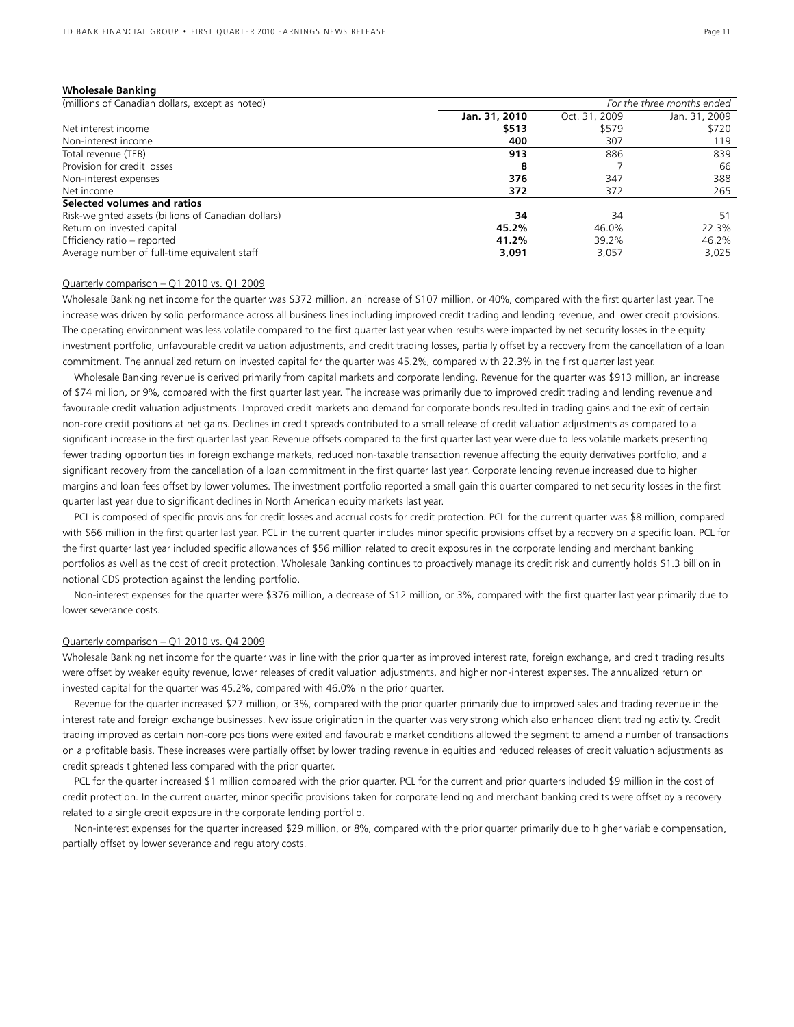**Wholesale Banking**

| (millions of Canadian dollars, except as noted) | | *For the three months ended* | |
|---|---|---|---|
| | **Jan. 31, 2010** | Oct. 31, 2009 | Jan. 31, 2009 |
| Net interest income | **$513** | $579 | $720 |
| Non-interest income | **400** | 307 | 119 |
| Total revenue (TEB) | **913** | 886 | 839 |
| Provision for credit losses | **8** | 7 | 66 |
| Non-interest expenses | **376** | 347 | 388 |
| Net income | **372** | 372 | 265 |
| **Selected volumes and ratios** | | | |
| Risk-weighted assets (billions of Canadian dollars) | **34** | 34 | 51 |
| Return on invested capital | **45.2%** | 46.0% | 22.3% |
| Efficiency ratio – reported | **41.2%** | 39.2% | 46.2% |
| Average number of full-time equivalent staff | **3,091** | 3,057 | 3,025 |

Quarterly comparison – Q1 2010 vs. Q1 2009

Wholesale Banking net income for the quarter was $372 million, an increase of $107 million, or 40%, compared with the first quarter last year. The increase was driven by solid performance across all business lines including improved credit trading and lending revenue, and lower credit provisions. The operating environment was less volatile compared to the first quarter last year when results were impacted by net security losses in the equity investment portfolio, unfavourable credit valuation adjustments, and credit trading losses, partially offset by a recovery from the cancellation of a loan commitment. The annualized return on invested capital for the quarter was 45.2%, compared with 22.3% in the first quarter last year.

Wholesale Banking revenue is derived primarily from capital markets and corporate lending. Revenue for the quarter was $913 million, an increase of $74 million, or 9%, compared with the first quarter last year. The increase was primarily due to improved credit trading and lending revenue and favourable credit valuation adjustments. Improved credit markets and demand for corporate bonds resulted in trading gains and the exit of certain non-core credit positions at net gains. Declines in credit spreads contributed to a small release of credit valuation adjustments as compared to a significant increase in the first quarter last year. Revenue offsets compared to the first quarter last year were due to less volatile markets presenting fewer trading opportunities in foreign exchange markets, reduced non-taxable transaction revenue affecting the equity derivatives portfolio, and a significant recovery from the cancellation of a loan commitment in the first quarter last year. Corporate lending revenue increased due to higher margins and loan fees offset by lower volumes. The investment portfolio reported a small gain this quarter compared to net security losses in the first quarter last year due to significant declines in North American equity markets last year.

PCL is composed of specific provisions for credit losses and accrual costs for credit protection. PCL for the current quarter was $8 million, compared with $66 million in the first quarter last year. PCL in the current quarter includes minor specific provisions offset by a recovery on a specific loan. PCL for the first quarter last year included specific allowances of $56 million related to credit exposures in the corporate lending and merchant banking portfolios as well as the cost of credit protection. Wholesale Banking continues to proactively manage its credit risk and currently holds $1.3 billion in notional CDS protection against the lending portfolio.

Non-interest expenses for the quarter were $376 million, a decrease of $12 million, or 3%, compared with the first quarter last year primarily due to lower severance costs.

Quarterly comparison – Q1 2010 vs. Q4 2009

Wholesale Banking net income for the quarter was in line with the prior quarter as improved interest rate, foreign exchange, and credit trading results were offset by weaker equity revenue, lower releases of credit valuation adjustments, and higher non-interest expenses. The annualized return on invested capital for the quarter was 45.2%, compared with 46.0% in the prior quarter.

Revenue for the quarter increased $27 million, or 3%, compared with the prior quarter primarily due to improved sales and trading revenue in the interest rate and foreign exchange businesses. New issue origination in the quarter was very strong which also enhanced client trading activity. Credit trading improved as certain non-core positions were exited and favourable market conditions allowed the segment to amend a number of transactions on a profitable basis. These increases were partially offset by lower trading revenue in equities and reduced releases of credit valuation adjustments as credit spreads tightened less compared with the prior quarter.

PCL for the quarter increased $1 million compared with the prior quarter. PCL for the current and prior quarters included $9 million in the cost of credit protection. In the current quarter, minor specific provisions taken for corporate lending and merchant banking credits were offset by a recovery related to a single credit exposure in the corporate lending portfolio.

Non-interest expenses for the quarter increased $29 million, or 8%, compared with the prior quarter primarily due to higher variable compensation, partially offset by lower severance and regulatory costs.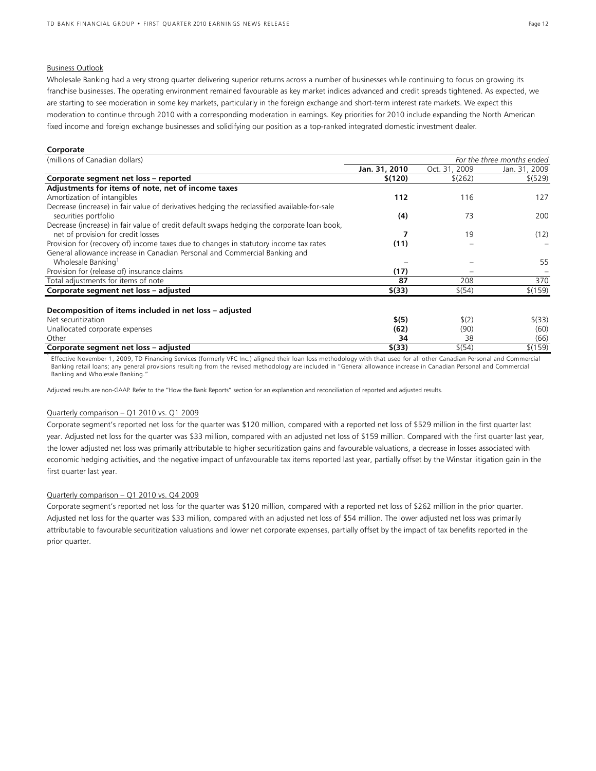Business Outlook

Wholesale Banking had a very strong quarter delivering superior returns across a number of businesses while continuing to focus on growing its franchise businesses. The operating environment remained favourable as key market indices advanced and credit spreads tightened. As expected, we are starting to see moderation in some key markets, particularly in the foreign exchange and short-term interest rate markets. We expect this moderation to continue through 2010 with a corresponding moderation in earnings. Key priorities for 2010 include expanding the North American fixed income and foreign exchange businesses and solidifying our position as a top-ranked integrated domestic investment dealer.

**Corporate**

| (millions of Canadian dollars) | | | *For the three months ended* |
|---|---|---|---|
| | **Jan. 31, 2010** | Oct. 31, 2009 | Jan. 31, 2009 |
| **Corporate segment net loss – reported** | **$(120)** | $(262) | $(529) |
| **Adjustments for items of note, net of income taxes** | | | |
| Amortization of intangibles | **112** | 116 | 127 |
| Decrease (increase) in fair value of derivatives hedging the reclassified available-for-sale securities portfolio | **(4)** | 73 | 200 |
| Decrease (increase) in fair value of credit default swaps hedging the corporate loan book, net of provision for credit losses | **7** | 19 | (12) |
| Provision for (recovery of) income taxes due to changes in statutory income tax rates | **(11)** | – | – |
| General allowance increase in Canadian Personal and Commercial Banking and Wholesale Banking[1] | – | – | 55 |
| Provision for (release of) insurance claims | **(17)** | – | – |
| Total adjustments for items of note | **87** | 208 | 370 |
| **Corporate segment net loss – adjusted** | **$(33)** | $(54) | $(159) |
| | | | |
| **Decomposition of items included in net loss – adjusted** | | | |
| Net securitization | **$(5)** | $(2) | $(33) |
| Unallocated corporate expenses | **(62)** | (90) | (60) |
| Other | **34** | 38 | (66) |
| **Corporate segment net loss – adjusted** | **$(33)** | $(54) | $(159) |

[1] Effective November 1, 2009, TD Financing Services (formerly VFC Inc.) aligned their loan loss methodology with that used for all other Canadian Personal and Commercial Banking retail loans; any general provisions resulting from the revised methodology are included in "General allowance increase in Canadian Personal and Commercial Banking and Wholesale Banking."

Adjusted results are non-GAAP. Refer to the "How the Bank Reports" section for an explanation and reconciliation of reported and adjusted results.

Quarterly comparison – Q1 2010 vs. Q1 2009

Corporate segment's reported net loss for the quarter was $120 million, compared with a reported net loss of $529 million in the first quarter last year. Adjusted net loss for the quarter was $33 million, compared with an adjusted net loss of $159 million. Compared with the first quarter last year, the lower adjusted net loss was primarily attributable to higher securitization gains and favourable valuations, a decrease in losses associated with economic hedging activities, and the negative impact of unfavourable tax items reported last year, partially offset by the Winstar litigation gain in the first quarter last year.

Quarterly comparison – Q1 2010 vs. Q4 2009

Corporate segment's reported net loss for the quarter was $120 million, compared with a reported net loss of $262 million in the prior quarter. Adjusted net loss for the quarter was $33 million, compared with an adjusted net loss of $54 million. The lower adjusted net loss was primarily attributable to favourable securitization valuations and lower net corporate expenses, partially offset by the impact of tax benefits reported in the prior quarter.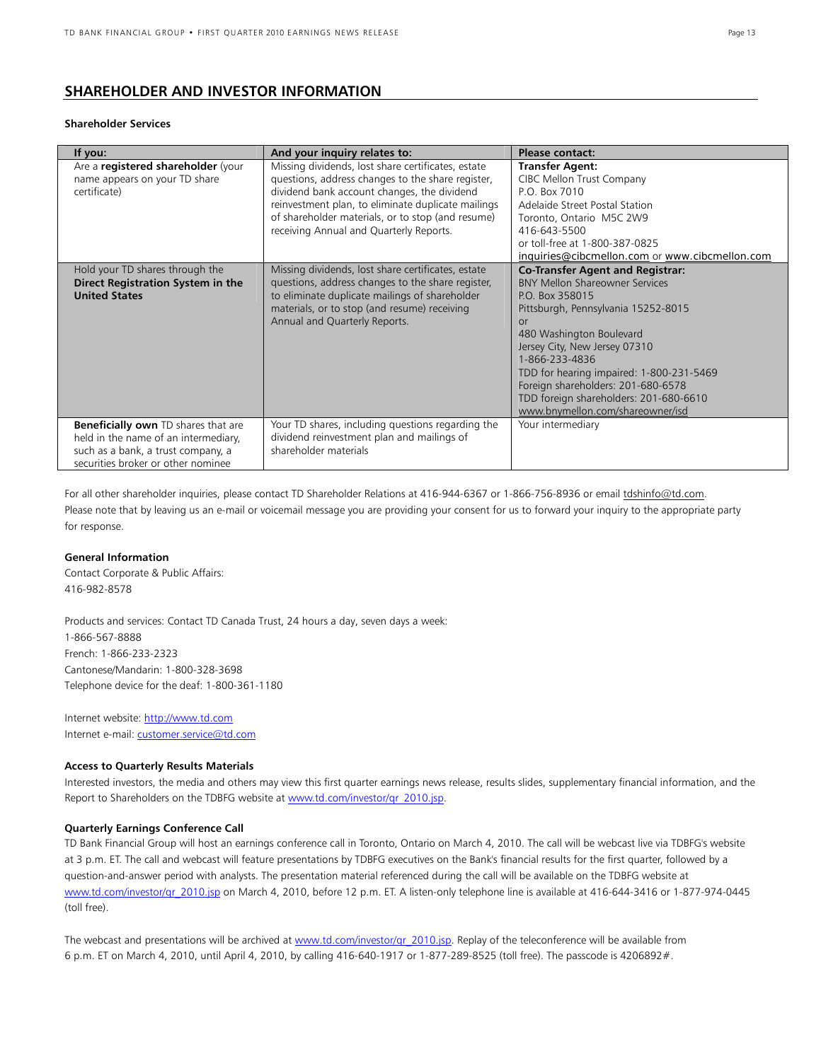## SHAREHOLDER AND INVESTOR INFORMATION

**Shareholder Services**

| If you: | And your inquiry relates to: | Please contact: |
|---|---|---|
| Are a **registered shareholder** (your name appears on your TD share certificate) | Missing dividends, lost share certificates, estate questions, address changes to the share register, dividend bank account changes, the dividend reinvestment plan, to eliminate duplicate mailings of shareholder materials, or to stop (and resume) receiving Annual and Quarterly Reports. | **Transfer Agent:**<br>CIBC Mellon Trust Company<br>P.O. Box 7010<br>Adelaide Street Postal Station<br>Toronto, Ontario M5C 2W9<br>416-643-5500<br>or toll-free at 1-800-387-0825<br>inquiries@cibcmellon.com or www.cibcmellon.com |
| Hold your TD shares through the **Direct Registration System in the United States** | Missing dividends, lost share certificates, estate questions, address changes to the share register, to eliminate duplicate mailings of shareholder materials, or to stop (and resume) receiving Annual and Quarterly Reports. | **Co-Transfer Agent and Registrar:**<br>BNY Mellon Shareowner Services<br>P.O. Box 358015<br>Pittsburgh, Pennsylvania 15252-8015<br>or<br>480 Washington Boulevard<br>Jersey City, New Jersey 07310<br>1-866-233-4836<br>TDD for hearing impaired: 1-800-231-5469<br>Foreign shareholders: 201-680-6578<br>TDD foreign shareholders: 201-680-6610<br>www.bnymellon.com/shareowner/isd |
| **Beneficially own** TD shares that are held in the name of an intermediary, such as a bank, a trust company, a securities broker or other nominee | Your TD shares, including questions regarding the dividend reinvestment plan and mailings of shareholder materials | Your intermediary |

For all other shareholder inquiries, please contact TD Shareholder Relations at 416-944-6367 or 1-866-756-8936 or email tdshinfo@td.com. Please note that by leaving us an e-mail or voicemail message you are providing your consent for us to forward your inquiry to the appropriate party for response.

**General Information**

Contact Corporate & Public Affairs:
416-982-8578

Products and services: Contact TD Canada Trust, 24 hours a day, seven days a week:
1-866-567-8888
French: 1-866-233-2323
Cantonese/Mandarin: 1-800-328-3698
Telephone device for the deaf: 1-800-361-1180

Internet website: http://www.td.com
Internet e-mail: customer.service@td.com

**Access to Quarterly Results Materials**

Interested investors, the media and others may view this first quarter earnings news release, results slides, supplementary financial information, and the Report to Shareholders on the TDBFG website at www.td.com/investor/qr_2010.jsp.

**Quarterly Earnings Conference Call**

TD Bank Financial Group will host an earnings conference call in Toronto, Ontario on March 4, 2010. The call will be webcast live via TDBFG's website at 3 p.m. ET. The call and webcast will feature presentations by TDBFG executives on the Bank's financial results for the first quarter, followed by a question-and-answer period with analysts. The presentation material referenced during the call will be available on the TDBFG website at www.td.com/investor/qr_2010.jsp on March 4, 2010, before 12 p.m. ET. A listen-only telephone line is available at 416-644-3416 or 1-877-974-0445 (toll free).

The webcast and presentations will be archived at www.td.com/investor/qr_2010.jsp. Replay of the teleconference will be available from 6 p.m. ET on March 4, 2010, until April 4, 2010, by calling 416-640-1917 or 1-877-289-8525 (toll free). The passcode is 4206892#.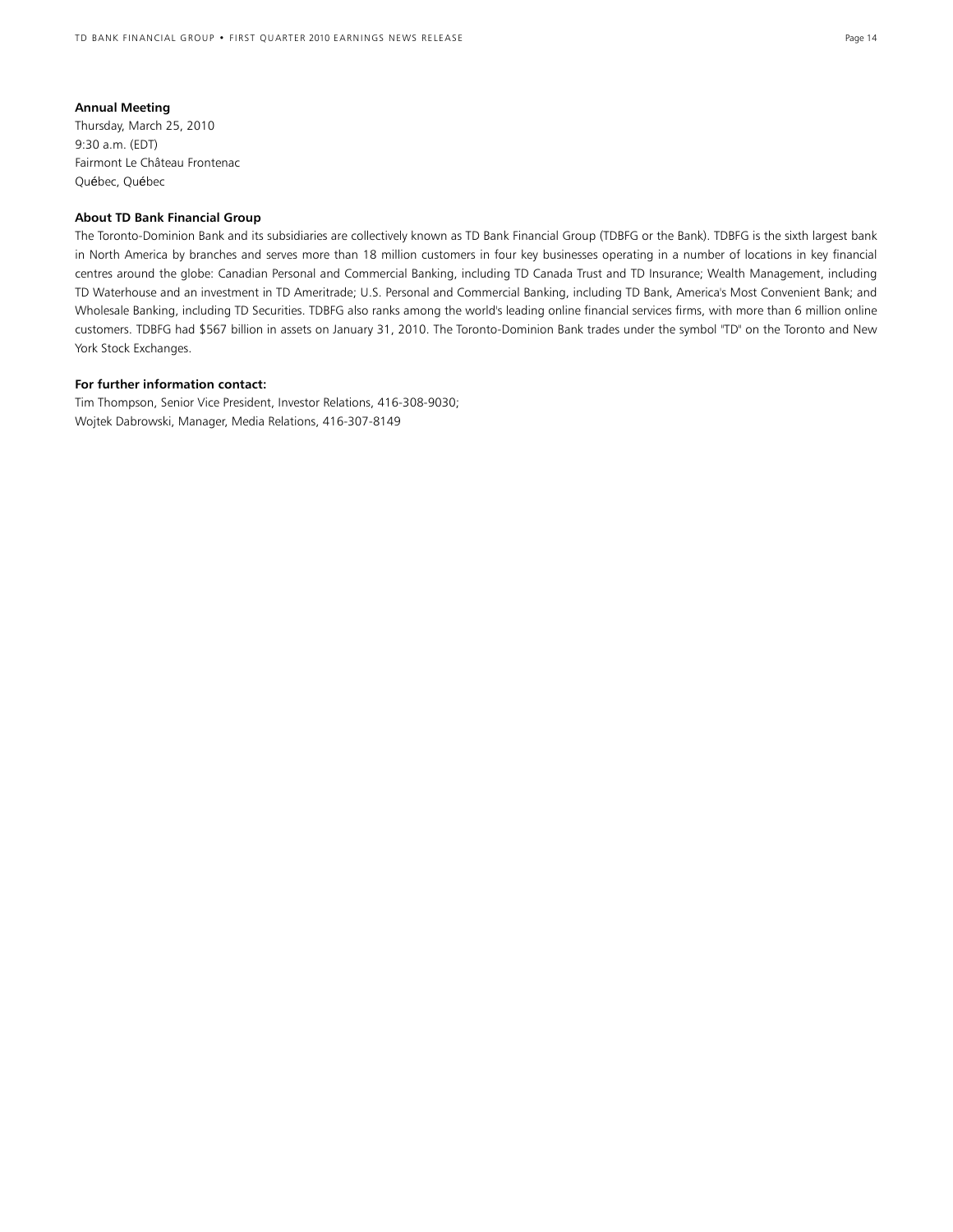**Annual Meeting**
Thursday, March 25, 2010
9:30 a.m. (EDT)
Fairmont Le Château Frontenac
Québec, Québec

**About TD Bank Financial Group**

The Toronto-Dominion Bank and its subsidiaries are collectively known as TD Bank Financial Group (TDBFG or the Bank). TDBFG is the sixth largest bank in North America by branches and serves more than 18 million customers in four key businesses operating in a number of locations in key financial centres around the globe: Canadian Personal and Commercial Banking, including TD Canada Trust and TD Insurance; Wealth Management, including TD Waterhouse and an investment in TD Ameritrade; U.S. Personal and Commercial Banking, including TD Bank, America's Most Convenient Bank; and Wholesale Banking, including TD Securities. TDBFG also ranks among the world's leading online financial services firms, with more than 6 million online customers. TDBFG had $567 billion in assets on January 31, 2010. The Toronto-Dominion Bank trades under the symbol "TD" on the Toronto and New York Stock Exchanges.

**For further information contact:**

Tim Thompson, Senior Vice President, Investor Relations, 416-308-9030;
Wojtek Dabrowski, Manager, Media Relations, 416-307-8149